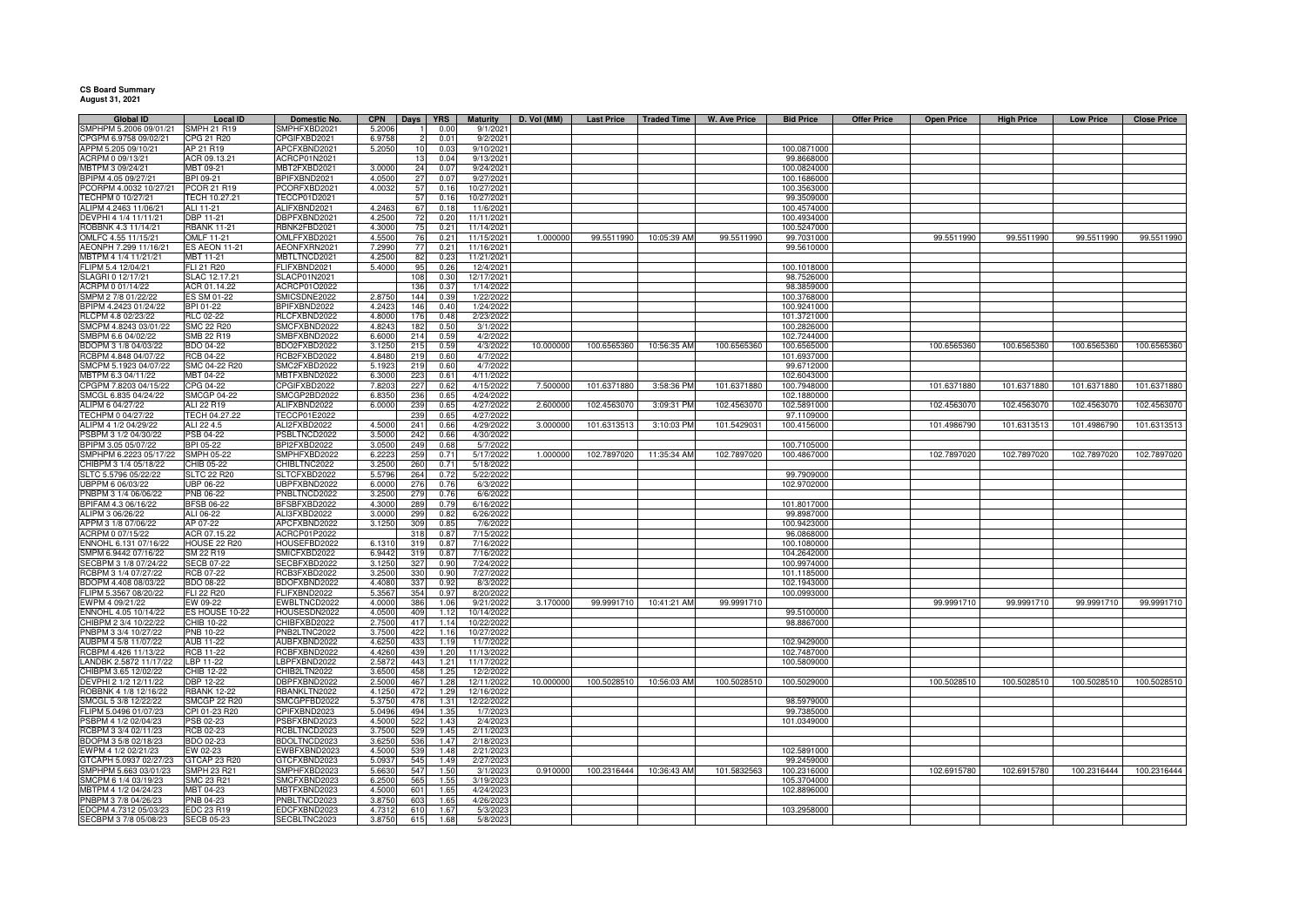**CS Board Summary**
**August 31, 2021**

| Global ID | Local ID | Domestic No. | CPN | Days | YRS | Maturity | D. Vol (MM) | Last Price | Traded Time | W. Ave Price | Bid Price | Offer Price | Open Price | High Price | Low Price | Close Price |
|---|---|---|---|---|---|---|---|---|---|---|---|---|---|---|---|---|
| SMPHPM 5.2006 09/01/21 | SMPH 21 R19 | SMPHFXBD2021 | 5.2006 | 1 | 0.00 | 9/1/2021 | | | | | | | | | | |
| CPGPM 6.9758 09/02/21 | CPG 21 R20 | CPGIFXBD2021 | 6.9758 | 2 | 0.01 | 9/2/2021 | | | | | | | | | | |
| APPM 5.205 09/10/21 | AP 21 R19 | APCFXBND2021 | 5.2050 | 10 | 0.03 | 9/10/2021 | | | | | 100.0871000 | | | | | |
| ACRPM 0 09/13/21 | ACR 09.13.21 | ACRCP01N2021 | | 13 | 0.04 | 9/13/2021 | | | | | 99.8668000 | | | | | |
| MBTPM 3 09/24/21 | MBT 09-21 | MBT2FXBD2021 | 3.0000 | 24 | 0.07 | 9/24/2021 | | | | | 100.0824000 | | | | | |
| BPIPM 4.05 09/27/21 | BPI 09-21 | BPIFXBND2021 | 4.0500 | 27 | 0.07 | 9/27/2021 | | | | | 100.1686000 | | | | | |
| PCORPM 4.0032 10/27/21 | PCOR 21 R19 | PCORFXBD2021 | 4.0032 | 57 | 0.16 | 10/27/2021 | | | | | 100.3563000 | | | | | |
| TECHPM 0 10/27/21 | TECH 10.27.21 | TECCP01D2021 | | 57 | 0.16 | 10/27/2021 | | | | | 99.3509000 | | | | | |
| ALIPM 4.2463 11/06/21 | ALI 11-21 | ALIFXBND2021 | 4.2463 | 67 | 0.18 | 11/6/2021 | | | | | 100.4574000 | | | | | |
| DEVPHI 4 1/4 11/11/21 | DBP 11-21 | DBPFXBND2021 | 4.2500 | 72 | 0.20 | 11/11/2021 | | | | | 100.4934000 | | | | | |
| ROBBNK 4.3 11/14/21 | RBANK 11-21 | RBNK2FBD2021 | 4.3000 | 75 | 0.21 | 11/14/2021 | | | | | 100.5247000 | | | | | |
| OMLFC 4.55 11/15/21 | OMLF 11-21 | OMLFFXBD2021 | 4.5500 | 76 | 0.21 | 11/15/2021 | 1.000000 | 99.5511990 | 10:05:39 AM | 99.5511990 | 99.7031000 | | 99.5511990 | 99.5511990 | 99.5511990 | 99.5511990 |
| AEONPH 7.299 11/16/21 | ES AEON 11-21 | AEONFXRN2021 | 7.2990 | 77 | 0.21 | 11/16/2021 | | | | | 99.5610000 | | | | | |
| MBTPM 4 1/4 11/21/21 | MBT 11-21 | MBTLTNCD2021 | 4.2500 | 82 | 0.23 | 11/21/2021 | | | | | | | | | | |
| FLIPM 5.4 12/04/21 | FLI 21 R20 | FLIFXBND2021 | 5.4000 | 95 | 0.26 | 12/4/2021 | | | | | 100.1018000 | | | | | |
| SLAGRI 0 12/17/21 | SLAC 12.17.21 | SLACP01N2021 | | 108 | 0.30 | 12/17/2021 | | | | | 98.7526000 | | | | | |
| ACRPM 0 01/14/22 | ACR 01.14.22 | ACRCP01O2022 | | 136 | 0.37 | 1/14/2022 | | | | | 98.3859000 | | | | | |
| SMPM 2 7/8 01/22/22 | ES SM 01-22 | SMICSDNE2022 | 2.8750 | 144 | 0.39 | 1/22/2022 | | | | | 100.3768000 | | | | | |
| BPIPM 4.2423 01/24/22 | BPI 01-22 | BPIFXBND2022 | 4.2423 | 146 | 0.40 | 1/24/2022 | | | | | 100.9241000 | | | | | |
| RLCPM 4.8 02/23/22 | RLC 02-22 | RLCFXBND2022 | 4.8000 | 176 | 0.48 | 2/23/2022 | | | | | 101.3721000 | | | | | |
| SMCPM 4.8243 03/01/22 | SMC 22 R20 | SMCFXBND2022 | 4.8243 | 182 | 0.50 | 3/1/2022 | | | | | 100.2826000 | | | | | |
| SMBPM 6.6 04/02/22 | SMB 22 R19 | SMBFXBND2022 | 6.6000 | 214 | 0.59 | 4/2/2022 | | | | | 102.7244000 | | | | | |
| BDOPM 3 1/8 04/03/22 | BDO 04-22 | BDO2FXBD2022 | 3.1250 | 215 | 0.59 | 4/3/2022 | 10.000000 | 100.6565360 | 10:56:35 AM | 100.6565360 | 100.6565000 | | 100.6565360 | 100.6565360 | 100.6565360 | 100.6565360 |
| RCBPM 4.848 04/07/22 | RCB 04-22 | RCB2FXBD2022 | 4.8480 | 219 | 0.60 | 4/7/2022 | | | | | 101.6937000 | | | | | |
| SMCPM 5.1923 04/07/22 | SMC 04-22 R20 | SMC2FXBD2022 | 5.1923 | 219 | 0.60 | 4/7/2022 | | | | | 99.6712000 | | | | | |
| MBTPM 6.3 04/11/22 | MBT 04-22 | MBTFXBND2022 | 6.3000 | 223 | 0.61 | 4/11/2022 | | | | | 102.6043000 | | | | | |
| CPGPM 7.8203 04/15/22 | CPG 04-22 | CPGIFXBD2022 | 7.8203 | 227 | 0.62 | 4/15/2022 | 7.500000 | 101.6371880 | 3:58:36 PM | 101.6371880 | 100.7948000 | | 101.6371880 | 101.6371880 | 101.6371880 | 101.6371880 |
| SMCGL 6.835 04/24/22 | SMCGP 04-22 | SMCGP2BD2022 | 6.8350 | 236 | 0.65 | 4/24/2022 | | | | | 102.1880000 | | | | | |
| ALIPM 6 04/27/22 | ALI 22 R19 | ALIFXBND2022 | 6.0000 | 239 | 0.65 | 4/27/2022 | 2.600000 | 102.4563070 | 3:09:31 PM | 102.4563070 | 102.5891000 | | 102.4563070 | 102.4563070 | 102.4563070 | 102.4563070 |
| TECHPM 0 04/27/22 | TECH 04.27.22 | TECCP01E2022 | | 239 | 0.65 | 4/27/2022 | | | | | 97.1109000 | | | | | |
| ALIPM 4 1/2 04/29/22 | ALI 22 4.5 | ALI2FXBD2022 | 4.5000 | 241 | 0.66 | 4/29/2022 | 3.000000 | 101.6313513 | 3:10:03 PM | 101.5429031 | 100.4156000 | | 101.4986790 | 101.6313513 | 101.4986790 | 101.6313513 |
| PSBPM 3 1/2 04/30/22 | PSB 04-22 | PSBLTNCD2022 | 3.5000 | 242 | 0.66 | 4/30/2022 | | | | | | | | | | |
| BPIPM 3.05 05/07/22 | BPI 05-22 | BPI2FXBD2022 | 3.0500 | 249 | 0.68 | 5/7/2022 | | | | | 100.7105000 | | | | | |
| SMPHPM 6.2223 05/17/22 | SMPH 05-22 | SMPHFXBD2022 | 6.2223 | 259 | 0.71 | 5/17/2022 | 1.000000 | 102.7897020 | 11:35:34 AM | 102.7897020 | 100.4867000 | | 102.7897020 | 102.7897020 | 102.7897020 | 102.7897020 |
| CHIBPM 3 1/4 05/18/22 | CHIB 05-22 | CHIBLTNC2022 | 3.2500 | 260 | 0.71 | 5/18/2022 | | | | | | | | | | |
| SLTC 5.5796 05/22/22 | SLTC 22 R20 | SLTCFXBD2022 | 5.5796 | 264 | 0.72 | 5/22/2022 | | | | | 99.7909000 | | | | | |
| UBPPM 6 06/03/22 | UBP 06-22 | UBPFXBND2022 | 6.0000 | 276 | 0.76 | 6/3/2022 | | | | | 102.9702000 | | | | | |
| PNBPM 3 1/4 06/06/22 | PNB 06-22 | PNBLTNCD2022 | 3.2500 | 279 | 0.76 | 6/6/2022 | | | | | | | | | | |
| BPIFAM 4.3 06/16/22 | BFSB 06-22 | BFSBFXBD2022 | 4.3000 | 289 | 0.79 | 6/16/2022 | | | | | 101.8017000 | | | | | |
| ALIPM 3 06/26/22 | ALI 06-22 | ALI3FXBD2022 | 3.0000 | 299 | 0.82 | 6/26/2022 | | | | | 99.8987000 | | | | | |
| APPM 3 1/8 07/06/22 | AP 07-22 | APCFXBND2022 | 3.1250 | 309 | 0.85 | 7/6/2022 | | | | | 100.9423000 | | | | | |
| ACRPM 0 07/15/22 | ACR 07.15.22 | ACRCP01P2022 | | 318 | 0.87 | 7/15/2022 | | | | | 96.0868000 | | | | | |
| ENNOHL 6.131 07/16/22 | HOUSE 22 R20 | HOUSEFBD2022 | 6.1310 | 319 | 0.87 | 7/16/2022 | | | | | 100.1080000 | | | | | |
| SMPM 6.9442 07/16/22 | SM 22 R19 | SMICFXBD2022 | 6.9442 | 319 | 0.87 | 7/16/2022 | | | | | 104.2642000 | | | | | |
| SECBPM 3 1/8 07/24/22 | SECB 07-22 | SECBFXBD2022 | 3.1250 | 327 | 0.90 | 7/24/2022 | | | | | 100.9974000 | | | | | |
| RCBPM 3 1/4 07/27/22 | RCB 07-22 | RCB3FXBD2022 | 3.2500 | 330 | 0.90 | 7/27/2022 | | | | | 101.1185000 | | | | | |
| BDOPM 4.408 08/03/22 | BDO 08-22 | BDOFXBND2022 | 4.4080 | 337 | 0.92 | 8/3/2022 | | | | | 102.1943000 | | | | | |
| FLIPM 5.3567 08/20/22 | FLI 22 R20 | FLIFXBND2022 | 5.3567 | 354 | 0.97 | 8/20/2022 | | | | | 100.0993000 | | | | | |
| EWPM 4 09/21/22 | EW 09-22 | EWBLTNCD2022 | 4.0000 | 386 | 1.06 | 9/21/2022 | 3.170000 | 99.9991710 | 10:41:21 AM | 99.9991710 | | | 99.9991710 | 99.9991710 | 99.9991710 | 99.9991710 |
| ENNOHL 4.05 10/14/22 | ES HOUSE 10-22 | HOUSESDN2022 | 4.0500 | 409 | 1.12 | 10/14/2022 | | | | | 99.5100000 | | | | | |
| CHIBPM 2 3/4 10/22/22 | CHIB 10-22 | CHIBFXBD2022 | 2.7500 | 417 | 1.14 | 10/22/2022 | | | | | 98.8867000 | | | | | |
| PNBPM 3 3/4 10/27/22 | PNB 10-22 | PNB2LTNC2022 | 3.7500 | 422 | 1.16 | 10/27/2022 | | | | | | | | | | |
| AUBPM 4 5/8 11/07/22 | AUB 11-22 | AUBFXBND2022 | 4.6250 | 433 | 1.19 | 11/7/2022 | | | | | 102.9429000 | | | | | |
| RCBPM 4.426 11/13/22 | RCB 11-22 | RCBFXBND2022 | 4.4260 | 439 | 1.20 | 11/13/2022 | | | | | 102.7487000 | | | | | |
| LANDBK 2.5872 11/17/22 | LBP 11-22 | LBPFXBND2022 | 2.5872 | 443 | 1.21 | 11/17/2022 | | | | | 100.5809000 | | | | | |
| CHIBPM 3.65 12/02/22 | CHIB 12-22 | CHIB2LTN2022 | 3.6500 | 458 | 1.25 | 12/2/2022 | | | | | | | | | | |
| DEVPHI 2 1/2 12/11/22 | DBP 12-22 | DBPFXBND2022 | 2.5000 | 467 | 1.28 | 12/11/2022 | 10.000000 | 100.5028510 | 10:56:03 AM | 100.5028510 | 100.5029000 | | 100.5028510 | 100.5028510 | 100.5028510 | 100.5028510 |
| ROBBNK 4 1/8 12/16/22 | RBANK 12-22 | RBANKLTN2022 | 4.1250 | 472 | 1.29 | 12/16/2022 | | | | | | | | | | |
| SMCGL 5 3/8 12/22/22 | SMCGP 22 R20 | SMCGPFBD2022 | 5.3750 | 478 | 1.31 | 12/22/2022 | | | | | 98.5979000 | | | | | |
| FLIPM 5.0496 01/07/23 | CPI 01-23 R20 | CPIFXBND2023 | 5.0496 | 494 | 1.35 | 1/7/2023 | | | | | 99.7385000 | | | | | |
| PSBPM 4 1/2 02/04/23 | PSB 02-23 | PSBFXBND2023 | 4.5000 | 522 | 1.43 | 2/4/2023 | | | | | 101.0349000 | | | | | |
| RCBPM 3 3/4 02/11/23 | RCB 02-23 | RCBLTNCD2023 | 3.7500 | 529 | 1.45 | 2/11/2023 | | | | | | | | | | |
| BDOPM 3 5/8 02/18/23 | BDO 02-23 | BDOLTNCD2023 | 3.6250 | 536 | 1.47 | 2/18/2023 | | | | | | | | | | |
| EWPM 4 1/2 02/21/23 | EW 02-23 | EWBFXBND2023 | 4.5000 | 539 | 1.48 | 2/21/2023 | | | | | 102.5891000 | | | | | |
| GTCAPH 5.0937 02/27/23 | GTCAP 23 R20 | GTCFXBND2023 | 5.0937 | 545 | 1.49 | 2/27/2023 | | | | | 99.2459000 | | | | | |
| SMPHPM 5.663 03/01/23 | SMPH 23 R21 | SMPHFXBD2023 | 5.6630 | 547 | 1.50 | 3/1/2023 | 0.910000 | 100.2316444 | 10:36:43 AM | 101.5832563 | 100.2316000 | | 102.6915780 | 102.6915780 | 100.2316444 | 100.2316444 |
| SMCPM 6 1/4 03/19/23 | SMC 23 R21 | SMCFXBND2023 | 6.2500 | 565 | 1.55 | 3/19/2023 | | | | | 105.3704000 | | | | | |
| MBTPM 4 1/2 04/24/23 | MBT 04-23 | MBTFXBND2023 | 4.5000 | 601 | 1.65 | 4/24/2023 | | | | | 102.8896000 | | | | | |
| PNBPM 3 7/8 04/26/23 | PNB 04-23 | PNBLTNCD2023 | 3.8750 | 603 | 1.65 | 4/26/2023 | | | | | | | | | | |
| EDCPM 4.7312 05/03/23 | EDC 23 R19 | EDCFXBND2023 | 4.7312 | 610 | 1.67 | 5/3/2023 | | | | | 103.2958000 | | | | | |
| SECBPM 3 7/8 05/08/23 | SECB 05-23 | SECBLTNC2023 | 3.8750 | 615 | 1.68 | 5/8/2023 | | | | | | | | | | |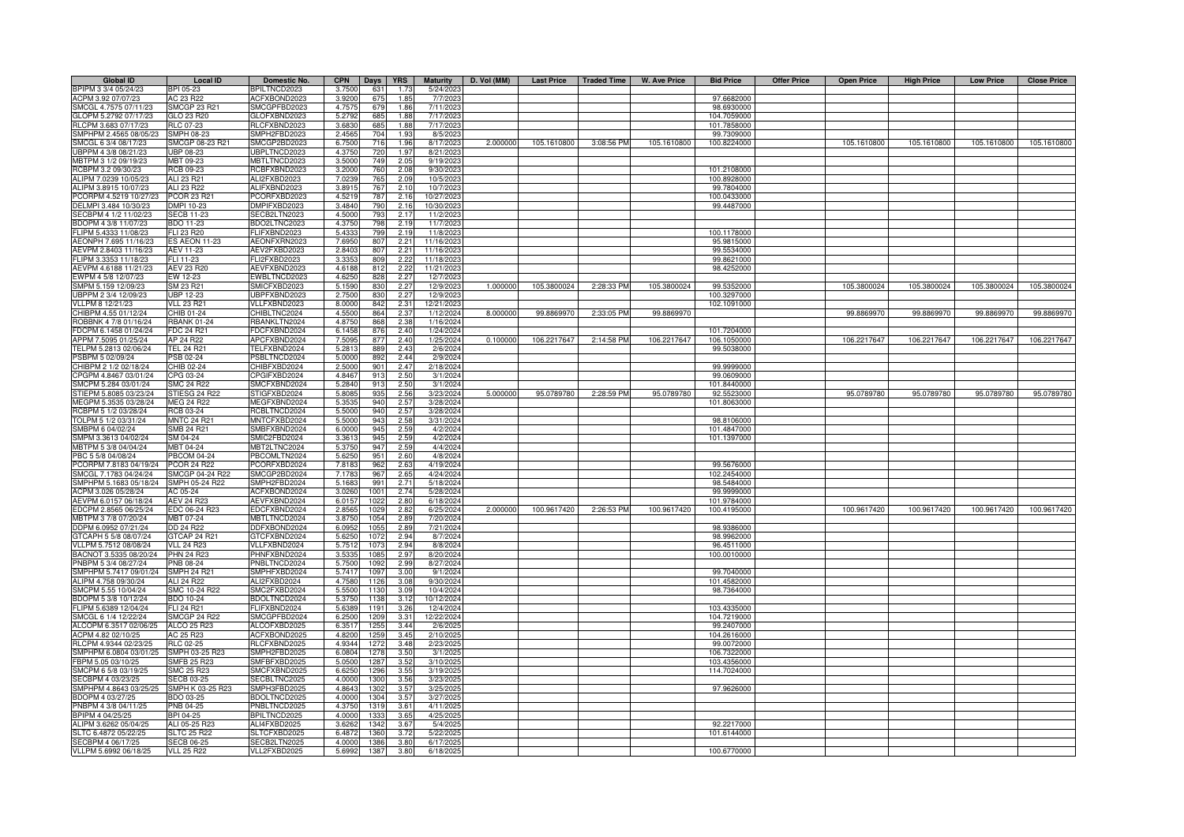| Global ID | Local ID | Domestic No. | CPN | Days | YRS | Maturity | D. Vol (MM) | Last Price | Traded Time | W. Ave Price | Bid Price | Offer Price | Open Price | High Price | Low Price | Close Price |
|---|---|---|---|---|---|---|---|---|---|---|---|---|---|---|---|---|
| BPIPM 3 3/4 05/24/23 | BPI 05-23 | BPILTNCD2023 | 3.7500 | 631 | 1.73 | 5/24/2023 | | | | | | | | | | |
| ACPM 3.92 07/07/23 | AC 23 R22 | ACFXBOND2023 | 3.9200 | 675 | 1.85 | 7/7/2023 | | | | | 97.6682000 | | | | | |
| SMCGL 4.7575 07/11/23 | SMCGP 23 R21 | SMCGPFBD2023 | 4.7575 | 679 | 1.86 | 7/11/2023 | | | | | 98.6930000 | | | | | |
| GLOPM 5.2792 07/17/23 | GLO 23 R20 | GLOFXBND2023 | 5.2792 | 685 | 1.88 | 7/17/2023 | | | | | 104.7059000 | | | | | |
| RLCPM 3.683 07/17/23 | RLC 07-23 | RLCFXBND2023 | 3.6830 | 685 | 1.88 | 7/17/2023 | | | | | 101.7858000 | | | | | |
| SMPHPM 2.4565 08/05/23 | SMPH 08-23 | SMPH2FBD2023 | 2.4565 | 704 | 1.93 | 8/5/2023 | | | | | 99.7309000 | | | | | |
| SMCGL 6 3/4 08/17/23 | SMCGP 08-23 R21 | SMCGP2BD2023 | 6.7500 | 716 | 1.96 | 8/17/2023 | 2.000000 | 105.1610800 | 3:08:56 PM | 105.1610800 | 100.8224000 | | 105.1610800 | 105.1610800 | 105.1610800 | 105.1610800 |
| UBPPM 4 3/8 08/21/23 | UBP 08-23 | UBPLTNCD2023 | 4.3750 | 720 | 1.97 | 8/21/2023 | | | | | | | | | | |
| MBTPM 3 1/2 09/19/23 | MBT 09-23 | MBTLTNCD2023 | 3.5000 | 749 | 2.05 | 9/19/2023 | | | | | | | | | | |
| RCBPM 3.2 09/30/23 | RCB 09-23 | RCBFXBND2023 | 3.2000 | 760 | 2.08 | 9/30/2023 | | | | | 101.2108000 | | | | | |
| ALIPM 7.0239 10/05/23 | ALI 23 R21 | ALI2FXBD2023 | 7.0239 | 765 | 2.09 | 10/5/2023 | | | | | 100.8928000 | | | | | |
| ALIPM 3.8915 10/07/23 | ALI 23 R22 | ALIFXBND2023 | 3.8915 | 767 | 2.10 | 10/7/2023 | | | | | 99.7804000 | | | | | |
| PCORPM 4.5219 10/27/23 | PCOR 23 R21 | PCORFXBD2023 | 4.5219 | 787 | 2.16 | 10/27/2023 | | | | | 100.0433000 | | | | | |
| DELMPI 3.484 10/30/23 | DMPI 10-23 | DMPIFXBD2023 | 3.4840 | 790 | 2.16 | 10/30/2023 | | | | | 99.4487000 | | | | | |
| SECBPM 4 1/2 11/02/23 | SECB 11-23 | SECB2LTN2023 | 4.5000 | 793 | 2.17 | 11/2/2023 | | | | | | | | | | |
| BDOPM 4 3/8 11/07/23 | BDO 11-23 | BDO2LTNC2023 | 4.3750 | 798 | 2.19 | 11/7/2023 | | | | | | | | | | |
| FLIPM 5.4333 11/08/23 | FLI 23 R20 | FLIFXBND2023 | 5.4333 | 799 | 2.19 | 11/8/2023 | | | | | 100.1178000 | | | | | |
| AEONPH 7.695 11/16/23 | ES AEON 11-23 | AEONFXRN2023 | 7.6950 | 807 | 2.21 | 11/16/2023 | | | | | 95.9815000 | | | | | |
| AEVPM 2.8403 11/16/23 | AEV 11-23 | AEV2FXBD2023 | 2.8403 | 807 | 2.21 | 11/16/2023 | | | | | 99.5534000 | | | | | |
| FLIPM 3.3353 11/18/23 | FLI 11-23 | FLI2FXBD2023 | 3.3353 | 809 | 2.22 | 11/18/2023 | | | | | 99.8621000 | | | | | |
| AEVPM 4.6188 11/21/23 | AEV 23 R20 | AEVFXBND2023 | 4.6188 | 812 | 2.22 | 11/21/2023 | | | | | 98.4252000 | | | | | |
| EWPM 4 5/8 12/07/23 | EW 12-23 | EWBLTNCD2023 | 4.6250 | 828 | 2.27 | 12/7/2023 | | | | | | | | | | |
| SMPM 5.159 12/09/23 | SM 23 R21 | SMICFXBD2023 | 5.1590 | 830 | 2.27 | 12/9/2023 | 1.000000 | 105.3800024 | 2:28:33 PM | 105.3800024 | 99.5352000 | | 105.3800024 | 105.3800024 | 105.3800024 | 105.3800024 |
| UBPPM 2 3/4 12/09/23 | UBP 12-23 | UBPFXBND2023 | 2.7500 | 830 | 2.27 | 12/9/2023 | | | | | 100.3297000 | | | | | |
| VLLPM 8 12/21/23 | VLL 23 R21 | VLLFXBND2023 | 8.0000 | 842 | 2.31 | 12/21/2023 | | | | | 102.1091000 | | | | | |
| CHIBPM 4.55 01/12/24 | CHIB 01-24 | CHIBLTNC2024 | 4.5500 | 864 | 2.37 | 1/12/2024 | 8.000000 | 99.8869970 | 2:33:05 PM | 99.8869970 | | | 99.8869970 | 99.8869970 | 99.8869970 | 99.8869970 |
| ROBBNK 4 7/8 01/16/24 | RBANK 01-24 | RBANKLTN2024 | 4.8750 | 868 | 2.38 | 1/16/2024 | | | | | | | | | | |
| FDCPM 6.1458 01/24/24 | FDC 24 R21 | FDCFXBND2024 | 6.1458 | 876 | 2.40 | 1/24/2024 | | | | | 101.7204000 | | | | | |
| APPM 7.5095 01/25/24 | AP 24 R22 | APCFXBND2024 | 7.5095 | 877 | 2.40 | 1/25/2024 | 0.100000 | 106.2217647 | 2:14:58 PM | 106.2217647 | 106.1050000 | | 106.2217647 | 106.2217647 | 106.2217647 | 106.2217647 |
| TELPM 5.2813 02/06/24 | TEL 24 R21 | TELFXBND2024 | 5.2813 | 889 | 2.43 | 2/6/2024 | | | | | 99.5038000 | | | | | |
| PSBPM 5 02/09/24 | PSB 02-24 | PSBLTNCD2024 | 5.0000 | 892 | 2.44 | 2/9/2024 | | | | | | | | | | |
| CHIBPM 2 1/2 02/18/24 | CHIB 02-24 | CHIBFXBD2024 | 2.5000 | 901 | 2.47 | 2/18/2024 | | | | | 99.9999000 | | | | | |
| CPGPM 4.8467 03/01/24 | CPG 03-24 | CPGIFXBD2024 | 4.8467 | 913 | 2.50 | 3/1/2024 | | | | | 99.0609000 | | | | | |
| SMCPM 5.284 03/01/24 | SMC 24 R22 | SMCFXBND2024 | 5.2840 | 913 | 2.50 | 3/1/2024 | | | | | 101.8440000 | | | | | |
| STIEPM 5.8085 03/23/24 | STIESG 24 R22 | STIGFXBD2024 | 5.8085 | 935 | 2.56 | 3/23/2024 | 5.000000 | 95.0789780 | 2:28:59 PM | 95.0789780 | 92.5523000 | | 95.0789780 | 95.0789780 | 95.0789780 | 95.0789780 |
| MEGPM 5.3535 03/28/24 | MEG 24 R22 | MEGFXBND2024 | 5.3535 | 940 | 2.57 | 3/28/2024 | | | | | 101.8063000 | | | | | |
| RCBPM 5 1/2 03/28/24 | RCB 03-24 | RCBLTNCD2024 | 5.5000 | 940 | 2.57 | 3/28/2024 | | | | | | | | | | |
| TOLPM 5 1/2 03/31/24 | MNTC 24 R21 | MNTCFXBD2024 | 5.5000 | 943 | 2.58 | 3/31/2024 | | | | | 98.8106000 | | | | | |
| SMBPM 6 04/02/24 | SMB 24 R21 | SMBFXBND2024 | 6.0000 | 945 | 2.59 | 4/2/2024 | | | | | 101.4847000 | | | | | |
| SMPM 3.3613 04/02/24 | SM 04-24 | SMIC2FBD2024 | 3.3613 | 945 | 2.59 | 4/2/2024 | | | | | 101.1397000 | | | | | |
| MBTPM 5 3/8 04/04/24 | MBT 04-24 | MBT2LTNC2024 | 5.3750 | 947 | 2.59 | 4/4/2024 | | | | | | | | | | |
| PBC 5 5/8 04/08/24 | PBCOM 04-24 | PBCOMLTN2024 | 5.6250 | 951 | 2.60 | 4/8/2024 | | | | | | | | | | |
| PCORPM 7.8183 04/19/24 | PCOR 24 R22 | PCORFXBD2024 | 7.8183 | 962 | 2.63 | 4/19/2024 | | | | | 99.5676000 | | | | | |
| SMCGL 7.1783 04/24/24 | SMCGP 04-24 R22 | SMCGP2BD2024 | 7.1783 | 967 | 2.65 | 4/24/2024 | | | | | 102.2454000 | | | | | |
| SMPHPM 5.1683 05/18/24 | SMPH 05-24 R22 | SMPH2FBD2024 | 5.1683 | 991 | 2.71 | 5/18/2024 | | | | | 98.5484000 | | | | | |
| ACPM 3.026 05/28/24 | AC 05-24 | ACFXBOND2024 | 3.0260 | 1001 | 2.74 | 5/28/2024 | | | | | 99.9999000 | | | | | |
| AEVPM 6.0157 06/18/24 | AEV 24 R23 | AEVFXBND2024 | 6.0157 | 1022 | 2.80 | 6/18/2024 | | | | | 101.9784000 | | | | | |
| EDCPM 2.8565 06/25/24 | EDC 06-24 R23 | EDCFXBND2024 | 2.8565 | 1029 | 2.82 | 6/25/2024 | 2.000000 | 100.9617420 | 2:26:53 PM | 100.9617420 | 100.4195000 | | 100.9617420 | 100.9617420 | 100.9617420 | 100.9617420 |
| MBTPM 3 7/8 07/20/24 | MBT 07-24 | MBTLTNCD2024 | 3.8750 | 1054 | 2.89 | 7/20/2024 | | | | | | | | | | |
| DDPM 6.0952 07/21/24 | DD 24 R22 | DDFXBOND2024 | 6.0952 | 1055 | 2.89 | 7/21/2024 | | | | | 98.9386000 | | | | | |
| GTCAPH 5 5/8 08/07/24 | GTCAP 24 R21 | GTCFXBND2024 | 5.6250 | 1072 | 2.94 | 8/7/2024 | | | | | 98.9962000 | | | | | |
| VLLPM 5.7512 08/08/24 | VLL 24 R23 | VLLFXBND2024 | 5.7512 | 1073 | 2.94 | 8/8/2024 | | | | | 96.4511000 | | | | | |
| BACNOT 3.5335 08/20/24 | PHN 24 R23 | PHNFXBND2024 | 3.5335 | 1085 | 2.97 | 8/20/2024 | | | | | 100.0010000 | | | | | |
| PNBPM 5 3/4 08/27/24 | PNB 08-24 | PNBLTNCD2024 | 5.7500 | 1092 | 2.99 | 8/27/2024 | | | | | | | | | | |
| SMPHPM 5.7417 09/01/24 | SMPH 24 R21 | SMPHFXBD2024 | 5.7417 | 1097 | 3.00 | 9/1/2024 | | | | | 99.7040000 | | | | | |
| ALIPM 4.758 09/30/24 | ALI 24 R22 | ALI2FXBD2024 | 4.7580 | 1126 | 3.08 | 9/30/2024 | | | | | 101.4582000 | | | | | |
| SMCPM 5.55 10/04/24 | SMC 10-24 R22 | SMC2FXBD2024 | 5.5500 | 1130 | 3.09 | 10/4/2024 | | | | | 98.7364000 | | | | | |
| BDOPM 5 3/8 10/12/24 | BDO 10-24 | BDOLTNCD2024 | 5.3750 | 1138 | 3.12 | 10/12/2024 | | | | | | | | | | |
| FLIPM 5.6389 12/04/24 | FLI 24 R21 | FLIFXBND2024 | 5.6389 | 1191 | 3.26 | 12/4/2024 | | | | | 103.4335000 | | | | | |
| SMCGL 6 1/4 12/22/24 | SMCGP 24 R22 | SMCGPFBD2024 | 6.2500 | 1209 | 3.31 | 12/22/2024 | | | | | 104.7219000 | | | | | |
| ALCOPM 6.3517 02/06/25 | ALCO 25 R23 | ALCOFXBD2025 | 6.3517 | 1255 | 3.44 | 2/6/2025 | | | | | 99.2407000 | | | | | |
| ACPM 4.82 02/10/25 | AC 25 R23 | ACFXBOND2025 | 4.8200 | 1259 | 3.45 | 2/10/2025 | | | | | 104.2616000 | | | | | |
| RLCPM 4.9344 02/23/25 | RLC 02-25 | RLCFXBND2025 | 4.9344 | 1272 | 3.48 | 2/23/2025 | | | | | 99.0072000 | | | | | |
| SMPHPM 6.0804 03/01/25 | SMPH 03-25 R23 | SMPH2FBD2025 | 6.0804 | 1278 | 3.50 | 3/1/2025 | | | | | 106.7322000 | | | | | |
| FBPM 5.05 03/10/25 | SMFB 25 R23 | SMFBFXBD2025 | 5.0500 | 1287 | 3.52 | 3/10/2025 | | | | | 103.4356000 | | | | | |
| SMCPM 6 5/8 03/19/25 | SMC 25 R23 | SMCFXBND2025 | 6.6250 | 1296 | 3.55 | 3/19/2025 | | | | | 114.7024000 | | | | | |
| SECBPM 4 03/23/25 | SECB 03-25 | SECBLTNC2025 | 4.0000 | 1300 | 3.56 | 3/23/2025 | | | | | | | | | | |
| SMPHPM 4.8643 03/25/25 | SMPH K 03-25 R23 | SMPH3FBD2025 | 4.8643 | 1302 | 3.57 | 3/25/2025 | | | | | 97.9626000 | | | | | |
| BDOPM 4 03/27/25 | BDO 03-25 | BDOLTNCD2025 | 4.0000 | 1304 | 3.57 | 3/27/2025 | | | | | | | | | | |
| PNBPM 4 3/8 04/11/25 | PNB 04-25 | PNBLTNCD2025 | 4.3750 | 1319 | 3.61 | 4/11/2025 | | | | | | | | | | |
| BPIPM 4 04/25/25 | BPI 04-25 | BPILTNCD2025 | 4.0000 | 1333 | 3.65 | 4/25/2025 | | | | | | | | | | |
| ALIPM 3.6262 05/04/25 | ALI 05-25 R23 | ALI4FXBD2025 | 3.6262 | 1342 | 3.67 | 5/4/2025 | | | | | 92.2217000 | | | | | |
| SLTC 6.4872 05/22/25 | SLTC 25 R22 | SLTCFXBD2025 | 6.4872 | 1360 | 3.72 | 5/22/2025 | | | | | 101.6144000 | | | | | |
| SECBPM 4 06/17/25 | SECB 06-25 | SECB2LTN2025 | 4.0000 | 1386 | 3.80 | 6/17/2025 | | | | | | | | | | |
| VLLPM 5.6992 06/18/25 | VLL 25 R22 | VLL2FXBD2025 | 5.6992 | 1387 | 3.80 | 6/18/2025 | | | | | 100.6770000 | | | | | |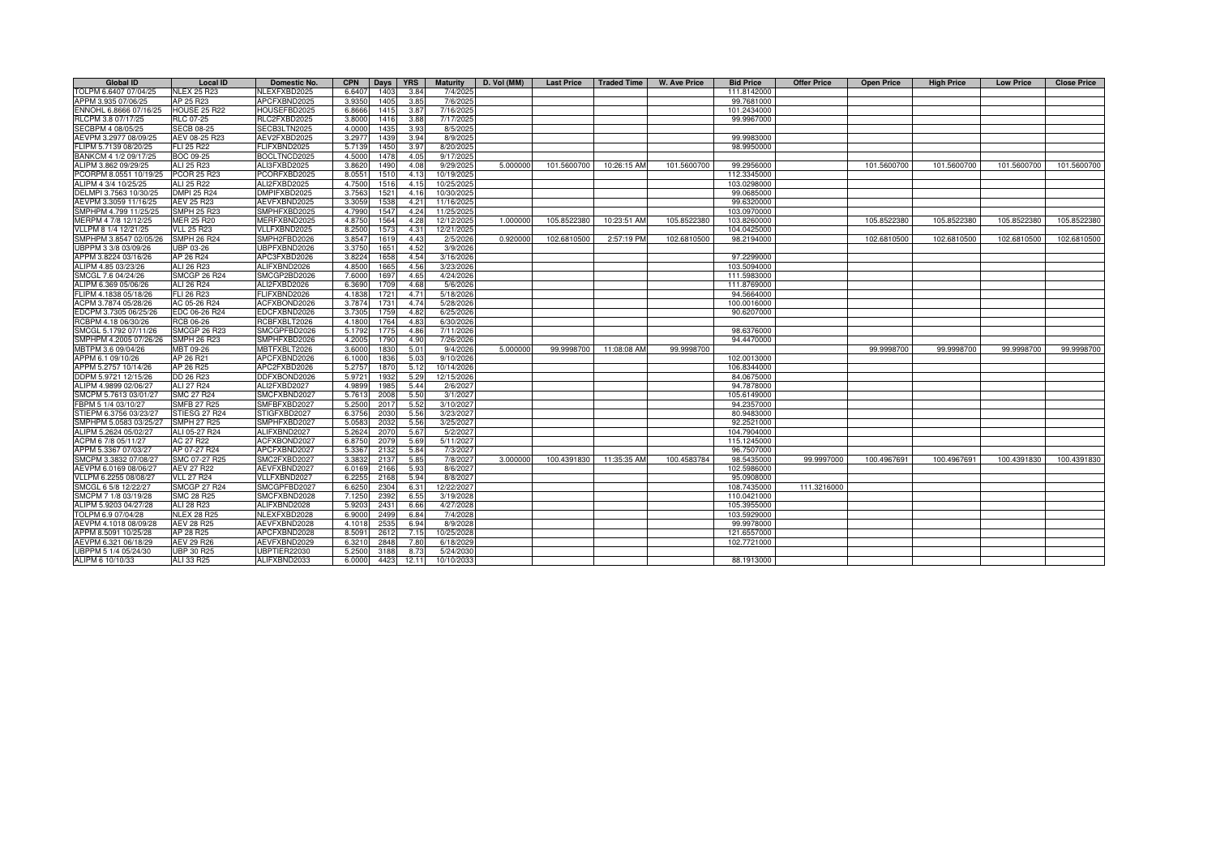| Global ID | Local ID | Domestic No. | CPN | Days | YRS | Maturity | D. Vol (MM) | Last Price | Traded Time | W. Ave Price | Bid Price | Offer Price | Open Price | High Price | Low Price | Close Price |
|---|---|---|---|---|---|---|---|---|---|---|---|---|---|---|---|---|
| TOLPM 6.6407 07/04/25 | NLEX 25 R23 | NLEXFXBD2025 | 6.6407 | 1403 | 3.84 | 7/4/2025 | | | | | 111.8142000 | | | | | |
| APPM 3.935 07/06/25 | AP 25 R23 | APCFXBND2025 | 3.9350 | 1405 | 3.85 | 7/6/2025 | | | | | 99.7681000 | | | | | |
| ENNOHL 6.8666 07/16/25 | HOUSE 25 R22 | HOUSEFBD2025 | 6.8666 | 1415 | 3.87 | 7/16/2025 | | | | | 101.2434000 | | | | | |
| RLCPM 3.8 07/17/25 | RLC 07-25 | RLC2FXBD2025 | 3.8000 | 1416 | 3.88 | 7/17/2025 | | | | | 99.9967000 | | | | | |
| SECBPM 4 08/05/25 | SECB 08-25 | SECB3LTN2025 | 4.0000 | 1435 | 3.93 | 8/5/2025 | | | | | | | | | | |
| AEVPM 3.2977 08/09/25 | AEV 08-25 R23 | AEV2FXBD2025 | 3.2977 | 1439 | 3.94 | 8/9/2025 | | | | | 99.9983000 | | | | | |
| FLIPM 5.7139 08/20/25 | FLI 25 R22 | FLIFXBND2025 | 5.7139 | 1450 | 3.97 | 8/20/2025 | | | | | 98.9950000 | | | | | |
| BANKCM 4 1/2 09/17/25 | BOC 09-25 | BOCLTNCD2025 | 4.5000 | 1478 | 4.05 | 9/17/2025 | | | | | | | | | | |
| ALIPM 3.862 09/29/25 | ALI 25 R23 | ALI3FXBD2025 | 3.8620 | 1490 | 4.08 | 9/29/2025 | 5.000000 | 101.5600700 | 10:26:15 AM | 101.5600700 | 99.2956000 | | 101.5600700 | 101.5600700 | 101.5600700 | 101.5600700 |
| PCORPM 8.0551 10/19/25 | PCOR 25 R23 | PCORFXBD2025 | 8.0551 | 1510 | 4.13 | 10/19/2025 | | | | | 112.3345000 | | | | | |
| ALIPM 4 3/4 10/25/25 | ALI 25 R22 | ALI2FXBD2025 | 4.7500 | 1516 | 4.15 | 10/25/2025 | | | | | 103.0298000 | | | | | |
| DELMPI 3.7563 10/30/25 | DMPI 25 R24 | DMPIFXBD2025 | 3.7563 | 1521 | 4.16 | 10/30/2025 | | | | | 99.0685000 | | | | | |
| AEVPM 3.3059 11/16/25 | AEV 25 R23 | AEVFXBND2025 | 3.3059 | 1538 | 4.21 | 11/16/2025 | | | | | 99.6320000 | | | | | |
| SMPHPM 4.799 11/25/25 | SMPH 25 R23 | SMPHFXBD2025 | 4.7990 | 1547 | 4.24 | 11/25/2025 | | | | | 103.0970000 | | | | | |
| MERPM 4 7/8 12/12/25 | MER 25 R20 | MERFXBND2025 | 4.8750 | 1564 | 4.28 | 12/12/2025 | 1.000000 | 105.8522380 | 10:23:51 AM | 105.8522380 | 103.8260000 | | 105.8522380 | 105.8522380 | 105.8522380 | 105.8522380 |
| VLLPM 8 1/4 12/21/25 | VLL 25 R23 | VLLFXBND2025 | 8.2500 | 1573 | 4.31 | 12/21/2025 | | | | | 104.0425000 | | | | | |
| SMPHPM 3.8547 02/05/26 | SMPH 26 R24 | SMPH2FBD2026 | 3.8547 | 1619 | 4.43 | 2/5/2026 | 0.920000 | 102.6810500 | 2:57:19 PM | 102.6810500 | 98.2194000 | | 102.6810500 | 102.6810500 | 102.6810500 | 102.6810500 |
| UBPPM 3 3/8 03/09/26 | UBP 03-26 | UBPFXBND2026 | 3.3750 | 1651 | 4.52 | 3/9/2026 | | | | | | | | | | |
| APPM 3.8224 03/16/26 | AP 26 R24 | APC3FXBD2026 | 3.8224 | 1658 | 4.54 | 3/16/2026 | | | | | 97.2299000 | | | | | |
| ALIPM 4.85 03/23/26 | ALI 26 R23 | ALIFXBND2026 | 4.8500 | 1665 | 4.56 | 3/23/2026 | | | | | 103.5094000 | | | | | |
| SMCGL 7.6 04/24/26 | SMCGP 26 R24 | SMCGP2BD2026 | 7.6000 | 1697 | 4.65 | 4/24/2026 | | | | | 111.5983000 | | | | | |
| ALIPM 6.369 05/06/26 | ALI 26 R24 | ALI2FXBD2026 | 6.3690 | 1709 | 4.68 | 5/6/2026 | | | | | 111.8769000 | | | | | |
| FLIPM 4.1838 05/18/26 | FLI 26 R23 | FLIFXBND2026 | 4.1838 | 1721 | 4.71 | 5/18/2026 | | | | | 94.5664000 | | | | | |
| ACPM 3.7874 05/28/26 | AC 05-26 R24 | ACFXBOND2026 | 3.7874 | 1731 | 4.74 | 5/28/2026 | | | | | 100.0016000 | | | | | |
| EDCPM 3.7305 06/25/26 | EDC 06-26 R24 | EDCFXBND2026 | 3.7305 | 1759 | 4.82 | 6/25/2026 | | | | | 90.6207000 | | | | | |
| RCBPM 4.18 06/30/26 | RCB 06-26 | RCBFXBLT2026 | 4.1800 | 1764 | 4.83 | 6/30/2026 | | | | | | | | | | |
| SMCGL 5.1792 07/11/26 | SMCGP 26 R23 | SMCGPFBD2026 | 5.1792 | 1775 | 4.86 | 7/11/2026 | | | | | 98.6376000 | | | | | |
| SMPHPM 4.2005 07/26/26 | SMPH 26 R23 | SMPHFXBD2026 | 4.2005 | 1790 | 4.90 | 7/26/2026 | | | | | 94.4470000 | | | | | |
| MBTPM 3.6 09/04/26 | MBT 09-26 | MBTFXBLT2026 | 3.6000 | 1830 | 5.01 | 9/4/2026 | 5.000000 | 99.9998700 | 11:08:08 AM | 99.9998700 | | | 99.9998700 | 99.9998700 | 99.9998700 | 99.9998700 |
| APPM 6.1 09/10/26 | AP 26 R21 | APCFXBND2026 | 6.1000 | 1836 | 5.03 | 9/10/2026 | | | | | 102.0013000 | | | | | |
| APPM 5.2757 10/14/26 | AP 26 R25 | APC2FXBD2026 | 5.2757 | 1870 | 5.12 | 10/14/2026 | | | | | 106.8344000 | | | | | |
| DDPM 5.9721 12/15/26 | DD 26 R23 | DDFXBOND2026 | 5.9721 | 1932 | 5.29 | 12/15/2026 | | | | | 84.0675000 | | | | | |
| ALIPM 4.9899 02/06/27 | ALI 27 R24 | ALI2FXBD2027 | 4.9899 | 1985 | 5.44 | 2/6/2027 | | | | | 94.7878000 | | | | | |
| SMCPM 5.7613 03/01/27 | SMC 27 R24 | SMCFXBND2027 | 5.7613 | 2008 | 5.50 | 3/1/2027 | | | | | 105.6149000 | | | | | |
| FBPM 5 1/4 03/10/27 | SMFB 27 R25 | SMFBFXBD2027 | 5.2500 | 2017 | 5.52 | 3/10/2027 | | | | | 94.2357000 | | | | | |
| STIEPM 6.3756 03/23/27 | STIESG 27 R24 | STIGFXBD2027 | 6.3756 | 2030 | 5.56 | 3/23/2027 | | | | | 80.9483000 | | | | | |
| SMPHPM 5.0583 03/25/27 | SMPH 27 R25 | SMPHFXBD2027 | 5.0583 | 2032 | 5.56 | 3/25/2027 | | | | | 92.2521000 | | | | | |
| ALIPM 5.2624 05/02/27 | ALI 05-27 R24 | ALIFXBND2027 | 5.2624 | 2070 | 5.67 | 5/2/2027 | | | | | 104.7904000 | | | | | |
| ACPM 6 7/8 05/11/27 | AC 27 R22 | ACFXBOND2027 | 6.8750 | 2079 | 5.69 | 5/11/2027 | | | | | 115.1245000 | | | | | |
| APPM 5.3367 07/03/27 | AP 07-27 R24 | APCFXBND2027 | 5.3367 | 2132 | 5.84 | 7/3/2027 | | | | | 96.7507000 | | | | | |
| SMCPM 3.3832 07/08/27 | SMC 07-27 R25 | SMC2FXBD2027 | 3.3832 | 2137 | 5.85 | 7/8/2027 | 3.000000 | 100.4391830 | 11:35:35 AM | 100.4583784 | 98.5435000 | 99.9997000 | 100.4967691 | 100.4967691 | 100.4391830 | 100.4391830 |
| AEVPM 6.0169 08/06/27 | AEV 27 R22 | AEVFXBND2027 | 6.0169 | 2166 | 5.93 | 8/6/2027 | | | | | 102.5986000 | | | | | |
| VLLPM 6.2255 08/08/27 | VLL 27 R24 | VLLFXBND2027 | 6.2255 | 2168 | 5.94 | 8/8/2027 | | | | | 95.0908000 | | | | | |
| SMCGL 6 5/8 12/22/27 | SMCGP 27 R24 | SMCGPFBD2027 | 6.6250 | 2304 | 6.31 | 12/22/2027 | | | | | 108.7435000 | 111.3216000 | | | | |
| SMCPM 7 1/8 03/19/28 | SMC 28 R25 | SMCFXBND2028 | 7.1250 | 2392 | 6.55 | 3/19/2028 | | | | | 110.0421000 | | | | | |
| ALIPM 5.9203 04/27/28 | ALI 28 R23 | ALIFXBND2028 | 5.9203 | 2431 | 6.66 | 4/27/2028 | | | | | 105.3955000 | | | | | |
| TOLPM 6.9 07/04/28 | NLEX 28 R25 | NLEXFXBD2028 | 6.9000 | 2499 | 6.84 | 7/4/2028 | | | | | 103.5929000 | | | | | |
| AEVPM 4.1018 08/09/28 | AEV 28 R25 | AEVFXBND2028 | 4.1018 | 2535 | 6.94 | 8/9/2028 | | | | | 99.9978000 | | | | | |
| APPM 8.5091 10/25/28 | AP 28 R25 | APCFXBND2028 | 8.5091 | 2612 | 7.15 | 10/25/2028 | | | | | 121.6557000 | | | | | |
| AEVPM 6.321 06/18/29 | AEV 29 R26 | AEVFXBND2029 | 6.3210 | 2848 | 7.80 | 6/18/2029 | | | | | 102.7721000 | | | | | |
| UBPPM 5 1/4 05/24/30 | UBP 30 R25 | UBPTIER22030 | 5.2500 | 3188 | 8.73 | 5/24/2030 | | | | | | | | | | |
| ALIPM 6 10/10/33 | ALI 33 R25 | ALIFXBND2033 | 6.0000 | 4423 | 12.11 | 10/10/2033 | | | | | 88.1913000 | | | | | |